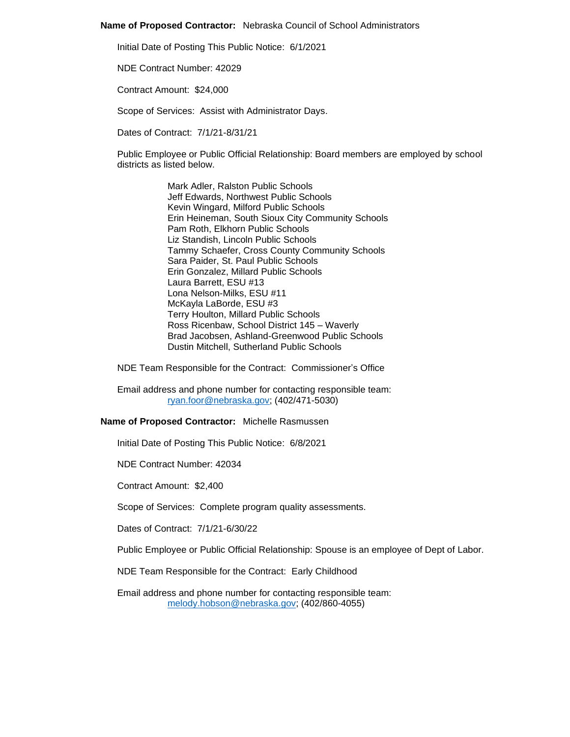**Name of Proposed Contractor:** Nebraska Council of School Administrators

Initial Date of Posting This Public Notice: 6/1/2021

NDE Contract Number: 42029

Contract Amount: $24,000

Scope of Services: Assist with Administrator Days.

Dates of Contract: 7/1/21-8/31/21

Public Employee or Public Official Relationship: Board members are employed by school districts as listed below.

Mark Adler, Ralston Public Schools  
Jeff Edwards, Northwest Public Schools  
Kevin Wingard, Milford Public Schools  
Erin Heineman, South Sioux City Community Schools  
Pam Roth, Elkhorn Public Schools  
Liz Standish, Lincoln Public Schools  
Tammy Schaefer, Cross County Community Schools  
Sara Paider, St. Paul Public Schools  
Erin Gonzalez, Millard Public Schools  
Laura Barrett, ESU #13  
Lona Nelson-Milks, ESU #11  
McKayla LaBorde, ESU #3  
Terry Houlton, Millard Public Schools  
Ross Ricenbaw, School District 145 – Waverly  
Brad Jacobsen, Ashland-Greenwood Public Schools  
Dustin Mitchell, Sutherland Public Schools

NDE Team Responsible for the Contract: Commissioner's Office

Email address and phone number for contacting responsible team:  
ryan.foor@nebraska.gov; (402/471-5030)

**Name of Proposed Contractor:** Michelle Rasmussen

Initial Date of Posting This Public Notice: 6/8/2021

NDE Contract Number: 42034

Contract Amount: $2,400

Scope of Services: Complete program quality assessments.

Dates of Contract: 7/1/21-6/30/22

Public Employee or Public Official Relationship: Spouse is an employee of Dept of Labor.

NDE Team Responsible for the Contract: Early Childhood

Email address and phone number for contacting responsible team:  
melody.hobson@nebraska.gov; (402/860-4055)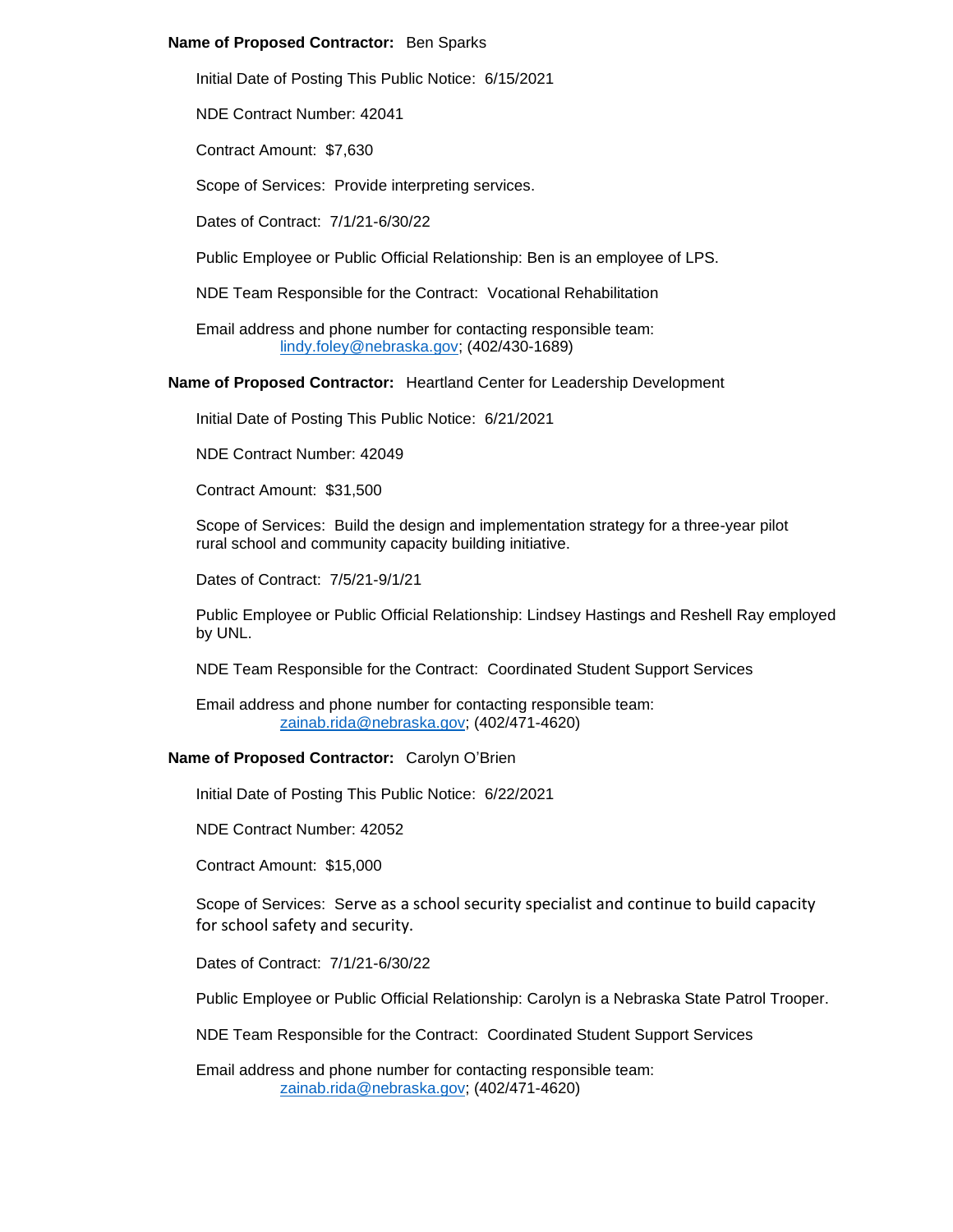**Name of Proposed Contractor:** Ben Sparks

Initial Date of Posting This Public Notice: 6/15/2021

NDE Contract Number: 42041

Contract Amount: $7,630

Scope of Services: Provide interpreting services.

Dates of Contract: 7/1/21-6/30/22

Public Employee or Public Official Relationship: Ben is an employee of LPS.

NDE Team Responsible for the Contract: Vocational Rehabilitation

Email address and phone number for contacting responsible team:
lindy.foley@nebraska.gov; (402/430-1689)

**Name of Proposed Contractor:** Heartland Center for Leadership Development

Initial Date of Posting This Public Notice: 6/21/2021

NDE Contract Number: 42049

Contract Amount: $31,500

Scope of Services: Build the design and implementation strategy for a three-year pilot rural school and community capacity building initiative.

Dates of Contract: 7/5/21-9/1/21

Public Employee or Public Official Relationship: Lindsey Hastings and Reshell Ray employed by UNL.

NDE Team Responsible for the Contract: Coordinated Student Support Services

Email address and phone number for contacting responsible team:
zainab.rida@nebraska.gov; (402/471-4620)

**Name of Proposed Contractor:** Carolyn O'Brien

Initial Date of Posting This Public Notice: 6/22/2021

NDE Contract Number: 42052

Contract Amount: $15,000

Scope of Services: Serve as a school security specialist and continue to build capacity for school safety and security.

Dates of Contract: 7/1/21-6/30/22

Public Employee or Public Official Relationship: Carolyn is a Nebraska State Patrol Trooper.

NDE Team Responsible for the Contract: Coordinated Student Support Services

Email address and phone number for contacting responsible team:
zainab.rida@nebraska.gov; (402/471-4620)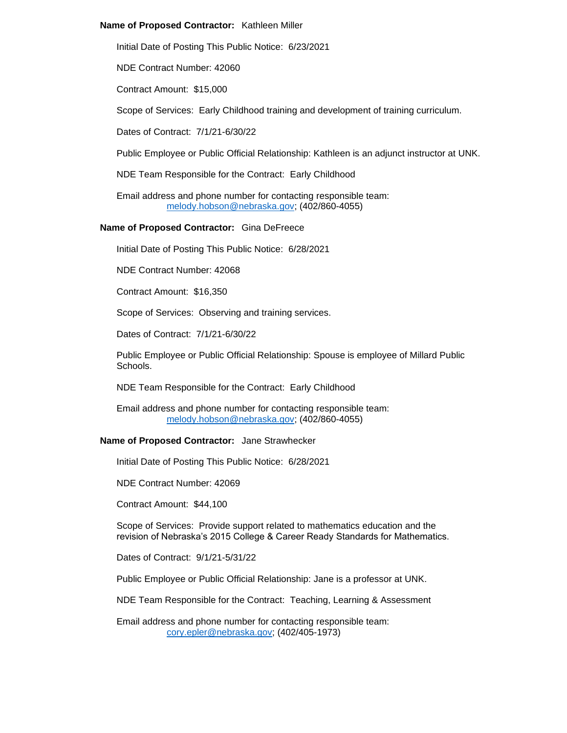**Name of Proposed Contractor:** Kathleen Miller

Initial Date of Posting This Public Notice: 6/23/2021

NDE Contract Number: 42060

Contract Amount: $15,000

Scope of Services: Early Childhood training and development of training curriculum.

Dates of Contract: 7/1/21-6/30/22

Public Employee or Public Official Relationship: Kathleen is an adjunct instructor at UNK.

NDE Team Responsible for the Contract: Early Childhood

Email address and phone number for contacting responsible team:
melody.hobson@nebraska.gov; (402/860-4055)

**Name of Proposed Contractor:** Gina DeFreece

Initial Date of Posting This Public Notice: 6/28/2021

NDE Contract Number: 42068

Contract Amount: $16,350

Scope of Services: Observing and training services.

Dates of Contract: 7/1/21-6/30/22

Public Employee or Public Official Relationship: Spouse is employee of Millard Public Schools.

NDE Team Responsible for the Contract: Early Childhood

Email address and phone number for contacting responsible team:
melody.hobson@nebraska.gov; (402/860-4055)

**Name of Proposed Contractor:** Jane Strawhecker

Initial Date of Posting This Public Notice: 6/28/2021

NDE Contract Number: 42069

Contract Amount: $44,100

Scope of Services: Provide support related to mathematics education and the revision of Nebraska's 2015 College & Career Ready Standards for Mathematics.

Dates of Contract: 9/1/21-5/31/22

Public Employee or Public Official Relationship: Jane is a professor at UNK.

NDE Team Responsible for the Contract: Teaching, Learning & Assessment

Email address and phone number for contacting responsible team:
cory.epler@nebraska.gov; (402/405-1973)